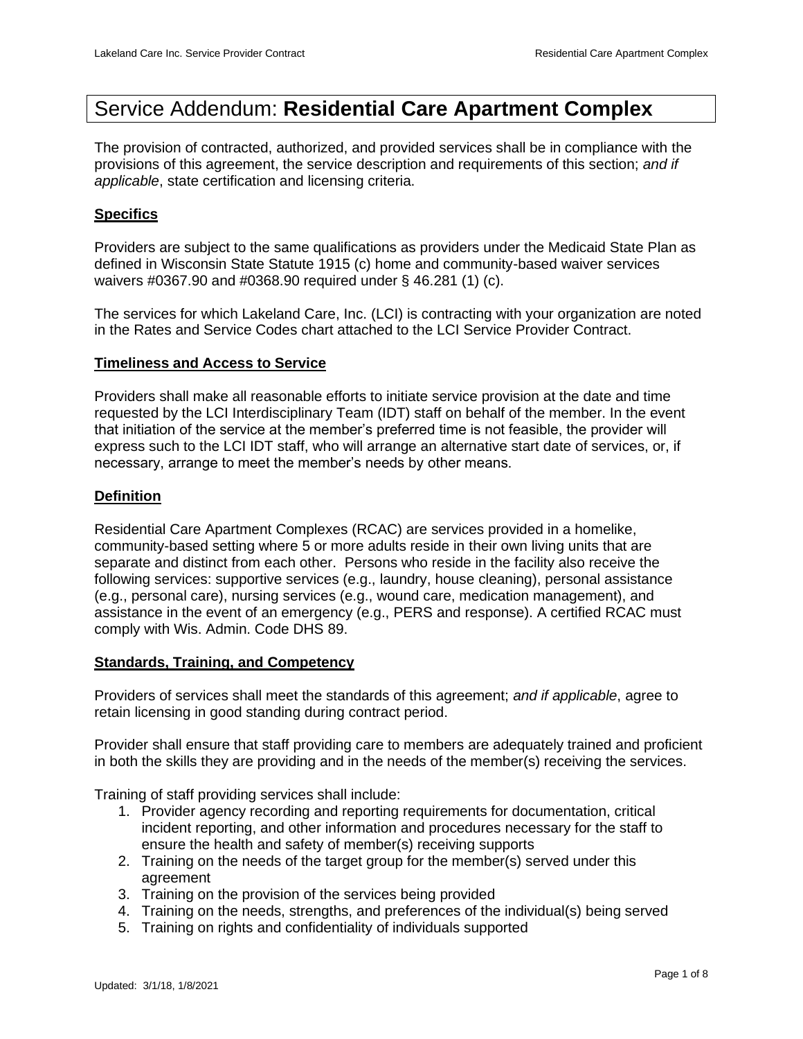# Service Addendum: **Residential Care Apartment Complex**

The provision of contracted, authorized, and provided services shall be in compliance with the provisions of this agreement, the service description and requirements of this section; *and if applicable*, state certification and licensing criteria.

## Specifics

Providers are subject to the same qualifications as providers under the Medicaid State Plan as defined in Wisconsin State Statute 1915 (c) home and community-based waiver services waivers #0367.90 and #0368.90 required under § 46.281 (1) (c).

The services for which Lakeland Care, Inc. (LCI) is contracting with your organization are noted in the Rates and Service Codes chart attached to the LCI Service Provider Contract.

## Timeliness and Access to Service

Providers shall make all reasonable efforts to initiate service provision at the date and time requested by the LCI Interdisciplinary Team (IDT) staff on behalf of the member. In the event that initiation of the service at the member's preferred time is not feasible, the provider will express such to the LCI IDT staff, who will arrange an alternative start date of services, or, if necessary, arrange to meet the member's needs by other means.

## Definition

Residential Care Apartment Complexes (RCAC) are services provided in a homelike, community-based setting where 5 or more adults reside in their own living units that are separate and distinct from each other. Persons who reside in the facility also receive the following services: supportive services (e.g., laundry, house cleaning), personal assistance (e.g., personal care), nursing services (e.g., wound care, medication management), and assistance in the event of an emergency (e.g., PERS and response). A certified RCAC must comply with Wis. Admin. Code DHS 89.

## Standards, Training, and Competency

Providers of services shall meet the standards of this agreement; *and if applicable*, agree to retain licensing in good standing during contract period.

Provider shall ensure that staff providing care to members are adequately trained and proficient in both the skills they are providing and in the needs of the member(s) receiving the services.

Training of staff providing services shall include:

1. Provider agency recording and reporting requirements for documentation, critical incident reporting, and other information and procedures necessary for the staff to ensure the health and safety of member(s) receiving supports
2. Training on the needs of the target group for the member(s) served under this agreement
3. Training on the provision of the services being provided
4. Training on the needs, strengths, and preferences of the individual(s) being served
5. Training on rights and confidentiality of individuals supported

Updated: 3/1/18, 1/8/2021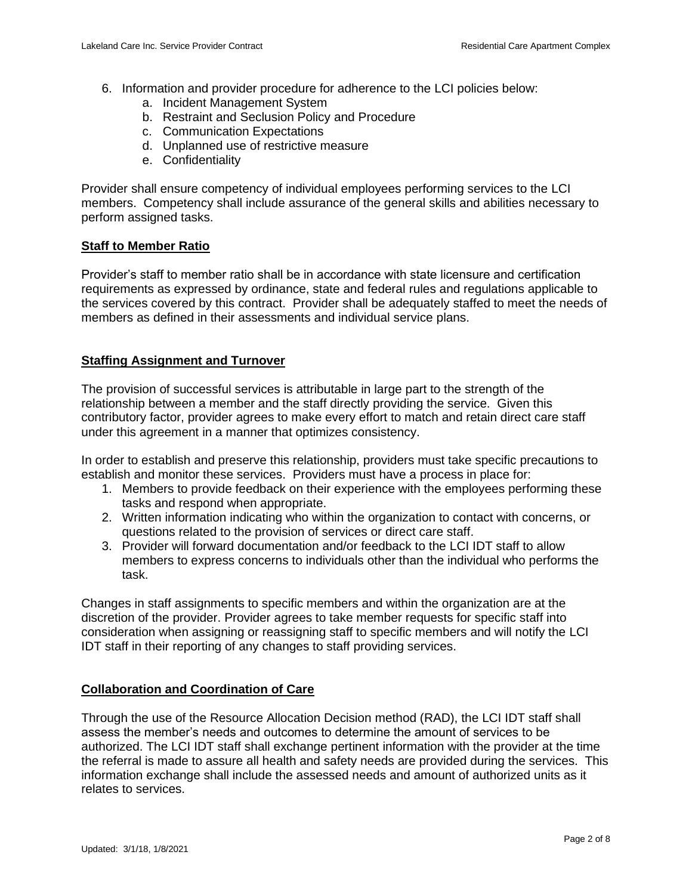6. Information and provider procedure for adherence to the LCI policies below:
    a. Incident Management System
    b. Restraint and Seclusion Policy and Procedure
    c. Communication Expectations
    d. Unplanned use of restrictive measure
    e. Confidentiality

Provider shall ensure competency of individual employees performing services to the LCI members. Competency shall include assurance of the general skills and abilities necessary to perform assigned tasks.

## Staff to Member Ratio

Provider's staff to member ratio shall be in accordance with state licensure and certification requirements as expressed by ordinance, state and federal rules and regulations applicable to the services covered by this contract. Provider shall be adequately staffed to meet the needs of members as defined in their assessments and individual service plans.

## Staffing Assignment and Turnover

The provision of successful services is attributable in large part to the strength of the relationship between a member and the staff directly providing the service. Given this contributory factor, provider agrees to make every effort to match and retain direct care staff under this agreement in a manner that optimizes consistency.

In order to establish and preserve this relationship, providers must take specific precautions to establish and monitor these services. Providers must have a process in place for:

1. Members to provide feedback on their experience with the employees performing these tasks and respond when appropriate.
2. Written information indicating who within the organization to contact with concerns, or questions related to the provision of services or direct care staff.
3. Provider will forward documentation and/or feedback to the LCI IDT staff to allow members to express concerns to individuals other than the individual who performs the task.

Changes in staff assignments to specific members and within the organization are at the discretion of the provider. Provider agrees to take member requests for specific staff into consideration when assigning or reassigning staff to specific members and will notify the LCI IDT staff in their reporting of any changes to staff providing services.

## Collaboration and Coordination of Care

Through the use of the Resource Allocation Decision method (RAD), the LCI IDT staff shall assess the member's needs and outcomes to determine the amount of services to be authorized. The LCI IDT staff shall exchange pertinent information with the provider at the time the referral is made to assure all health and safety needs are provided during the services. This information exchange shall include the assessed needs and amount of authorized units as it relates to services.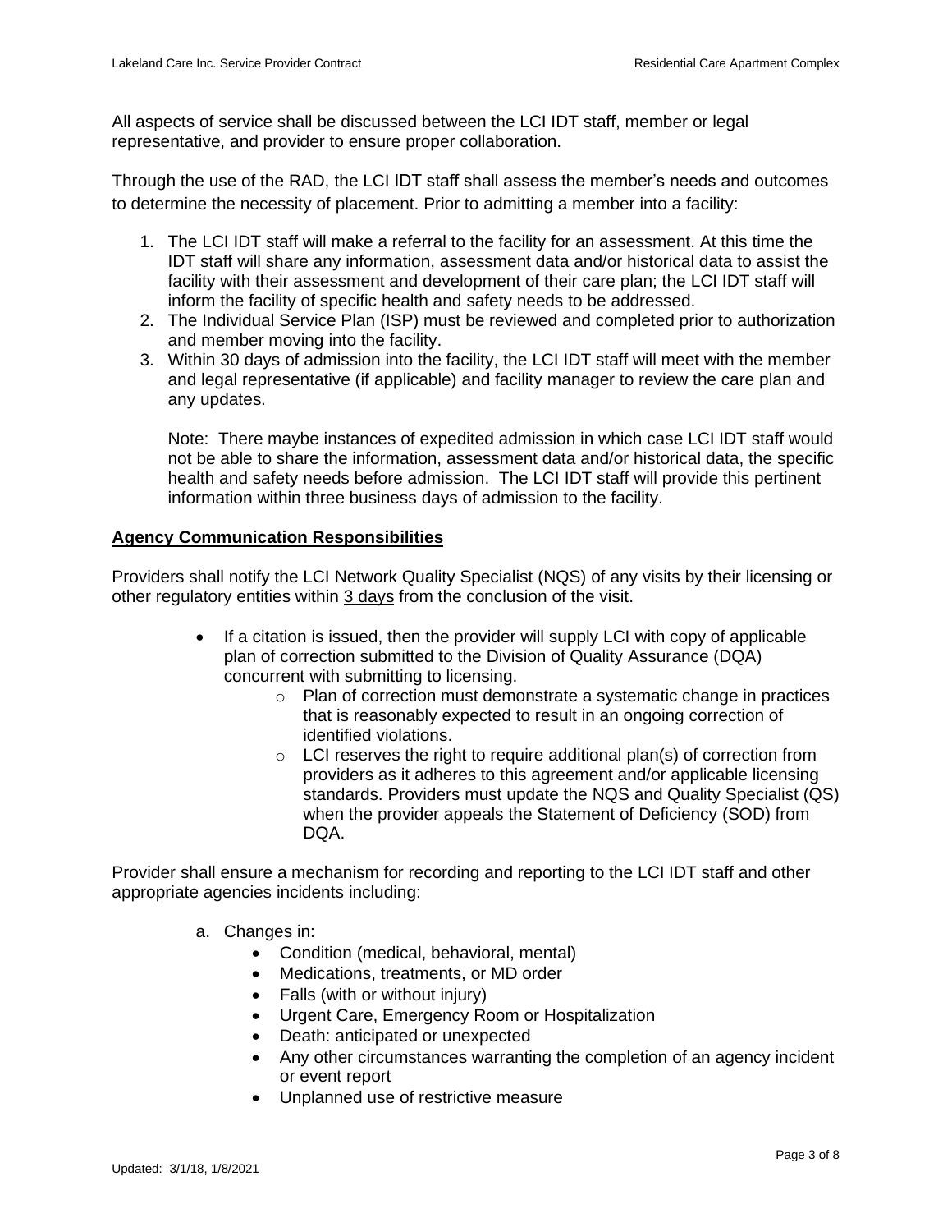All aspects of service shall be discussed between the LCI IDT staff, member or legal representative, and provider to ensure proper collaboration.

Through the use of the RAD, the LCI IDT staff shall assess the member's needs and outcomes to determine the necessity of placement. Prior to admitting a member into a facility:

1. The LCI IDT staff will make a referral to the facility for an assessment. At this time the IDT staff will share any information, assessment data and/or historical data to assist the facility with their assessment and development of their care plan; the LCI IDT staff will inform the facility of specific health and safety needs to be addressed.
2. The Individual Service Plan (ISP) must be reviewed and completed prior to authorization and member moving into the facility.
3. Within 30 days of admission into the facility, the LCI IDT staff will meet with the member and legal representative (if applicable) and facility manager to review the care plan and any updates.

   Note: There maybe instances of expedited admission in which case LCI IDT staff would not be able to share the information, assessment data and/or historical data, the specific health and safety needs before admission. The LCI IDT staff will provide this pertinent information within three business days of admission to the facility.

**Agency Communication Responsibilities**

Providers shall notify the LCI Network Quality Specialist (NQS) of any visits by their licensing or other regulatory entities within 3 days from the conclusion of the visit.

- If a citation is issued, then the provider will supply LCI with copy of applicable plan of correction submitted to the Division of Quality Assurance (DQA) concurrent with submitting to licensing.
  - Plan of correction must demonstrate a systematic change in practices that is reasonably expected to result in an ongoing correction of identified violations.
  - LCI reserves the right to require additional plan(s) of correction from providers as it adheres to this agreement and/or applicable licensing standards. Providers must update the NQS and Quality Specialist (QS) when the provider appeals the Statement of Deficiency (SOD) from DQA.

Provider shall ensure a mechanism for recording and reporting to the LCI IDT staff and other appropriate agencies incidents including:

a. Changes in:
   - Condition (medical, behavioral, mental)
   - Medications, treatments, or MD order
   - Falls (with or without injury)
   - Urgent Care, Emergency Room or Hospitalization
   - Death: anticipated or unexpected
   - Any other circumstances warranting the completion of an agency incident or event report
   - Unplanned use of restrictive measure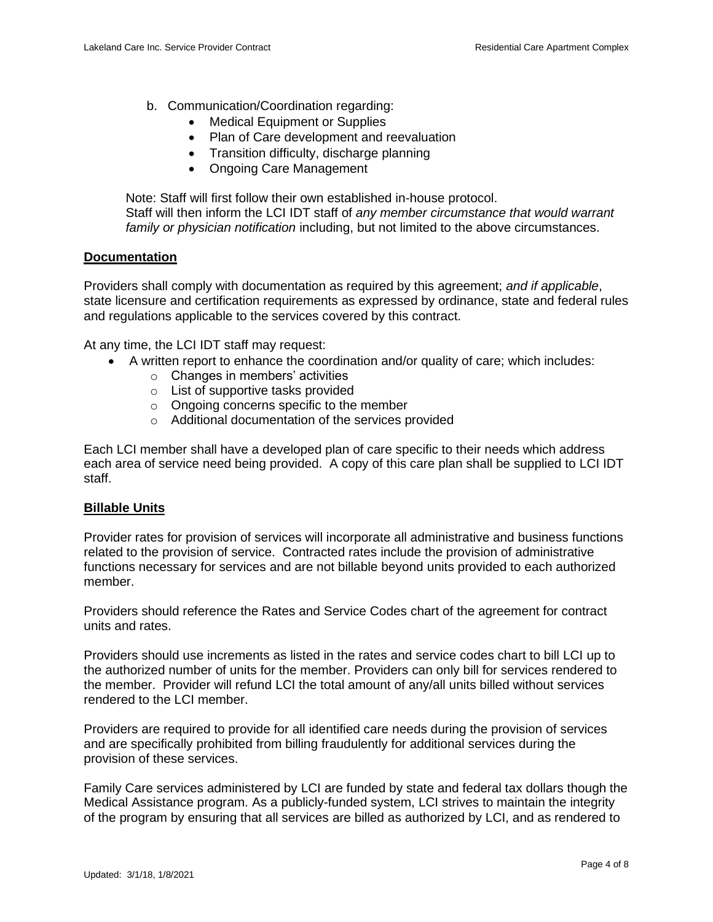b. Communication/Coordination regarding:
    - Medical Equipment or Supplies
    - Plan of Care development and reevaluation
    - Transition difficulty, discharge planning
    - Ongoing Care Management

Note: Staff will first follow their own established in-house protocol.
Staff will then inform the LCI IDT staff of *any member circumstance that would warrant family or physician notification* including, but not limited to the above circumstances.

**Documentation**

Providers shall comply with documentation as required by this agreement; *and if applicable*, state licensure and certification requirements as expressed by ordinance, state and federal rules and regulations applicable to the services covered by this contract.

At any time, the LCI IDT staff may request:

- A written report to enhance the coordination and/or quality of care; which includes:
    - Changes in members' activities
    - List of supportive tasks provided
    - Ongoing concerns specific to the member
    - Additional documentation of the services provided

Each LCI member shall have a developed plan of care specific to their needs which address each area of service need being provided. A copy of this care plan shall be supplied to LCI IDT staff.

**Billable Units**

Provider rates for provision of services will incorporate all administrative and business functions related to the provision of service. Contracted rates include the provision of administrative functions necessary for services and are not billable beyond units provided to each authorized member.

Providers should reference the Rates and Service Codes chart of the agreement for contract units and rates.

Providers should use increments as listed in the rates and service codes chart to bill LCI up to the authorized number of units for the member. Providers can only bill for services rendered to the member. Provider will refund LCI the total amount of any/all units billed without services rendered to the LCI member.

Providers are required to provide for all identified care needs during the provision of services and are specifically prohibited from billing fraudulently for additional services during the provision of these services.

Family Care services administered by LCI are funded by state and federal tax dollars though the Medical Assistance program. As a publicly-funded system, LCI strives to maintain the integrity of the program by ensuring that all services are billed as authorized by LCI, and as rendered to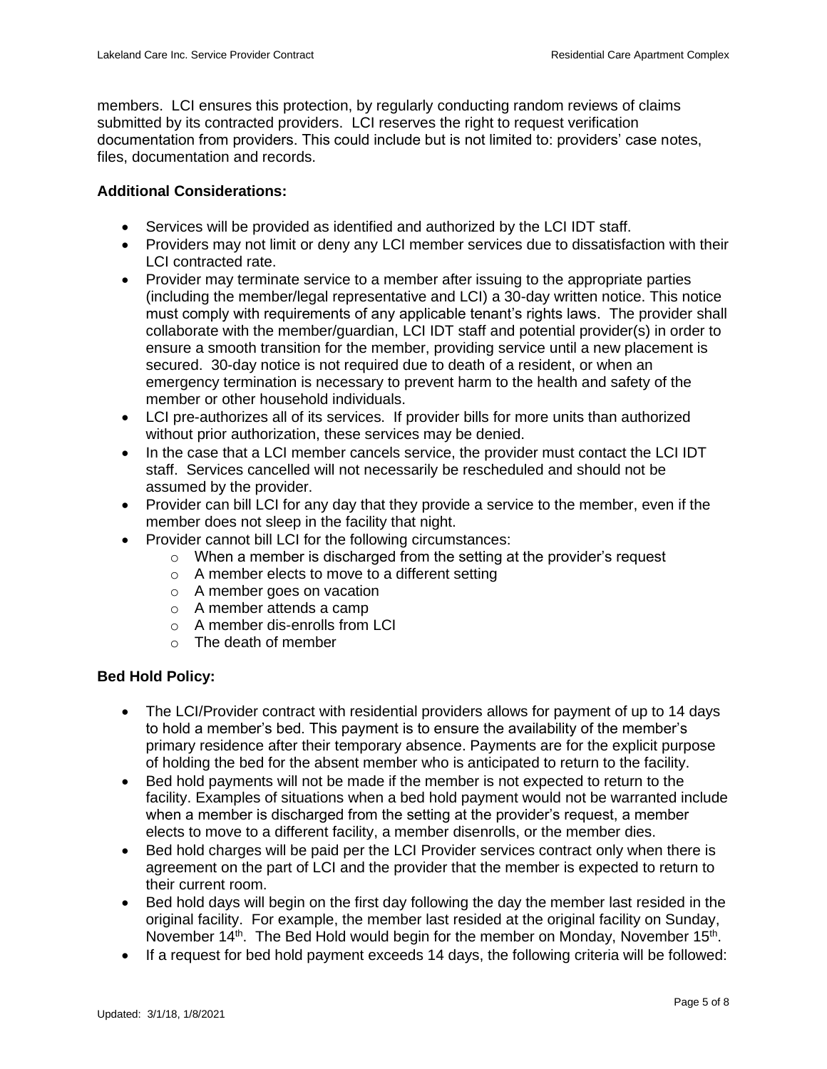members. LCI ensures this protection, by regularly conducting random reviews of claims submitted by its contracted providers. LCI reserves the right to request verification documentation from providers. This could include but is not limited to: providers' case notes, files, documentation and records.

**Additional Considerations:**

- Services will be provided as identified and authorized by the LCI IDT staff.
- Providers may not limit or deny any LCI member services due to dissatisfaction with their LCI contracted rate.
- Provider may terminate service to a member after issuing to the appropriate parties (including the member/legal representative and LCI) a 30-day written notice. This notice must comply with requirements of any applicable tenant's rights laws. The provider shall collaborate with the member/guardian, LCI IDT staff and potential provider(s) in order to ensure a smooth transition for the member, providing service until a new placement is secured. 30-day notice is not required due to death of a resident, or when an emergency termination is necessary to prevent harm to the health and safety of the member or other household individuals.
- LCI pre-authorizes all of its services. If provider bills for more units than authorized without prior authorization, these services may be denied.
- In the case that a LCI member cancels service, the provider must contact the LCI IDT staff. Services cancelled will not necessarily be rescheduled and should not be assumed by the provider.
- Provider can bill LCI for any day that they provide a service to the member, even if the member does not sleep in the facility that night.
- Provider cannot bill LCI for the following circumstances:
  - When a member is discharged from the setting at the provider's request
  - A member elects to move to a different setting
  - A member goes on vacation
  - A member attends a camp
  - A member dis-enrolls from LCI
  - The death of member

**Bed Hold Policy:**

- The LCI/Provider contract with residential providers allows for payment of up to 14 days to hold a member's bed. This payment is to ensure the availability of the member's primary residence after their temporary absence. Payments are for the explicit purpose of holding the bed for the absent member who is anticipated to return to the facility.
- Bed hold payments will not be made if the member is not expected to return to the facility. Examples of situations when a bed hold payment would not be warranted include when a member is discharged from the setting at the provider's request, a member elects to move to a different facility, a member disenrolls, or the member dies.
- Bed hold charges will be paid per the LCI Provider services contract only when there is agreement on the part of LCI and the provider that the member is expected to return to their current room.
- Bed hold days will begin on the first day following the day the member last resided in the original facility. For example, the member last resided at the original facility on Sunday, November 14th. The Bed Hold would begin for the member on Monday, November 15th.
- If a request for bed hold payment exceeds 14 days, the following criteria will be followed: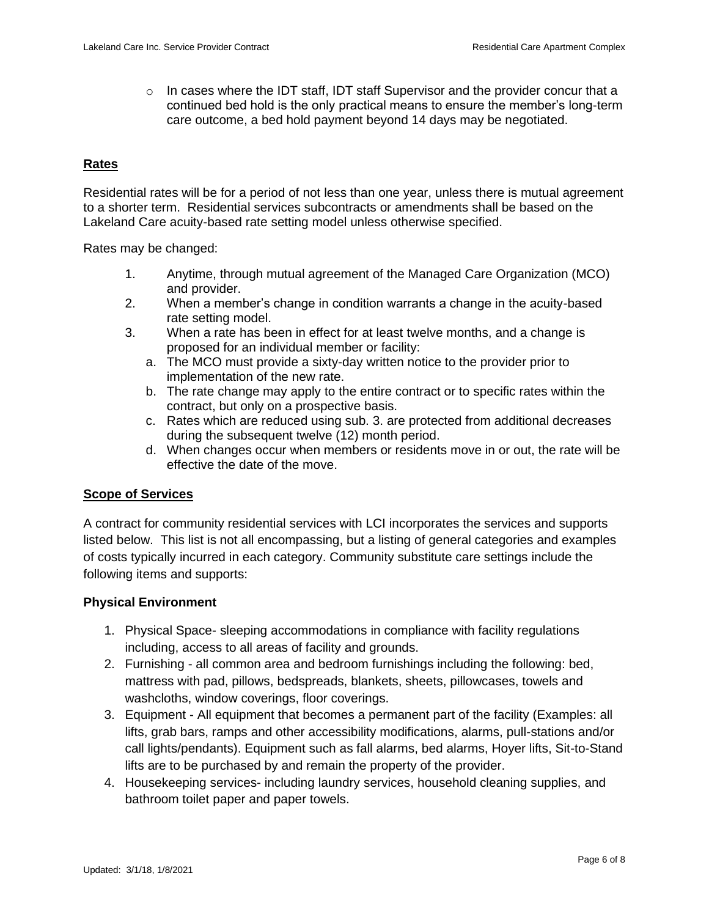- In cases where the IDT staff, IDT staff Supervisor and the provider concur that a continued bed hold is the only practical means to ensure the member's long-term care outcome, a bed hold payment beyond 14 days may be negotiated.

## Rates

Residential rates will be for a period of not less than one year, unless there is mutual agreement to a shorter term. Residential services subcontracts or amendments shall be based on the Lakeland Care acuity-based rate setting model unless otherwise specified.

Rates may be changed:

1. Anytime, through mutual agreement of the Managed Care Organization (MCO) and provider.
2. When a member's change in condition warrants a change in the acuity-based rate setting model.
3. When a rate has been in effect for at least twelve months, and a change is proposed for an individual member or facility:
   a. The MCO must provide a sixty-day written notice to the provider prior to implementation of the new rate.
   b. The rate change may apply to the entire contract or to specific rates within the contract, but only on a prospective basis.
   c. Rates which are reduced using sub. 3. are protected from additional decreases during the subsequent twelve (12) month period.
   d. When changes occur when members or residents move in or out, the rate will be effective the date of the move.

## Scope of Services

A contract for community residential services with LCI incorporates the services and supports listed below. This list is not all encompassing, but a listing of general categories and examples of costs typically incurred in each category. Community substitute care settings include the following items and supports:

### Physical Environment

1. Physical Space- sleeping accommodations in compliance with facility regulations including, access to all areas of facility and grounds.
2. Furnishing - all common area and bedroom furnishings including the following: bed, mattress with pad, pillows, bedspreads, blankets, sheets, pillowcases, towels and washcloths, window coverings, floor coverings.
3. Equipment - All equipment that becomes a permanent part of the facility (Examples: all lifts, grab bars, ramps and other accessibility modifications, alarms, pull-stations and/or call lights/pendants). Equipment such as fall alarms, bed alarms, Hoyer lifts, Sit-to-Stand lifts are to be purchased by and remain the property of the provider.
4. Housekeeping services- including laundry services, household cleaning supplies, and bathroom toilet paper and paper towels.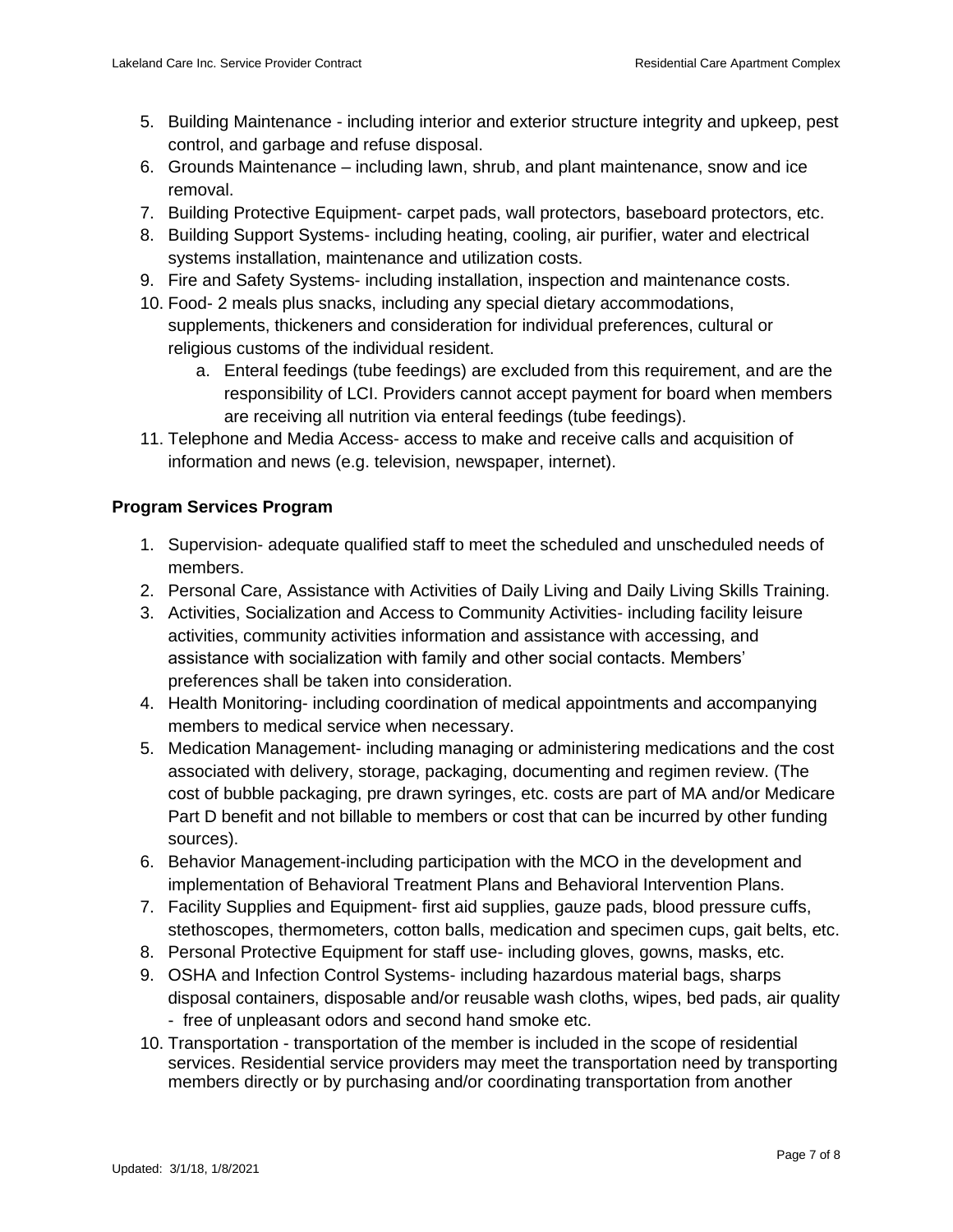5. Building Maintenance - including interior and exterior structure integrity and upkeep, pest control, and garbage and refuse disposal.
6. Grounds Maintenance – including lawn, shrub, and plant maintenance, snow and ice removal.
7. Building Protective Equipment- carpet pads, wall protectors, baseboard protectors, etc.
8. Building Support Systems- including heating, cooling, air purifier, water and electrical systems installation, maintenance and utilization costs.
9. Fire and Safety Systems- including installation, inspection and maintenance costs.
10. Food- 2 meals plus snacks, including any special dietary accommodations, supplements, thickeners and consideration for individual preferences, cultural or religious customs of the individual resident.
    a. Enteral feedings (tube feedings) are excluded from this requirement, and are the responsibility of LCI. Providers cannot accept payment for board when members are receiving all nutrition via enteral feedings (tube feedings).
11. Telephone and Media Access- access to make and receive calls and acquisition of information and news (e.g. television, newspaper, internet).

**Program Services Program**

1. Supervision- adequate qualified staff to meet the scheduled and unscheduled needs of members.
2. Personal Care, Assistance with Activities of Daily Living and Daily Living Skills Training.
3. Activities, Socialization and Access to Community Activities- including facility leisure activities, community activities information and assistance with accessing, and assistance with socialization with family and other social contacts. Members' preferences shall be taken into consideration.
4. Health Monitoring- including coordination of medical appointments and accompanying members to medical service when necessary.
5. Medication Management- including managing or administering medications and the cost associated with delivery, storage, packaging, documenting and regimen review. (The cost of bubble packaging, pre drawn syringes, etc. costs are part of MA and/or Medicare Part D benefit and not billable to members or cost that can be incurred by other funding sources).
6. Behavior Management-including participation with the MCO in the development and implementation of Behavioral Treatment Plans and Behavioral Intervention Plans.
7. Facility Supplies and Equipment- first aid supplies, gauze pads, blood pressure cuffs, stethoscopes, thermometers, cotton balls, medication and specimen cups, gait belts, etc.
8. Personal Protective Equipment for staff use- including gloves, gowns, masks, etc.
9. OSHA and Infection Control Systems- including hazardous material bags, sharps disposal containers, disposable and/or reusable wash cloths, wipes, bed pads, air quality - free of unpleasant odors and second hand smoke etc.
10. Transportation - transportation of the member is included in the scope of residential services. Residential service providers may meet the transportation need by transporting members directly or by purchasing and/or coordinating transportation from another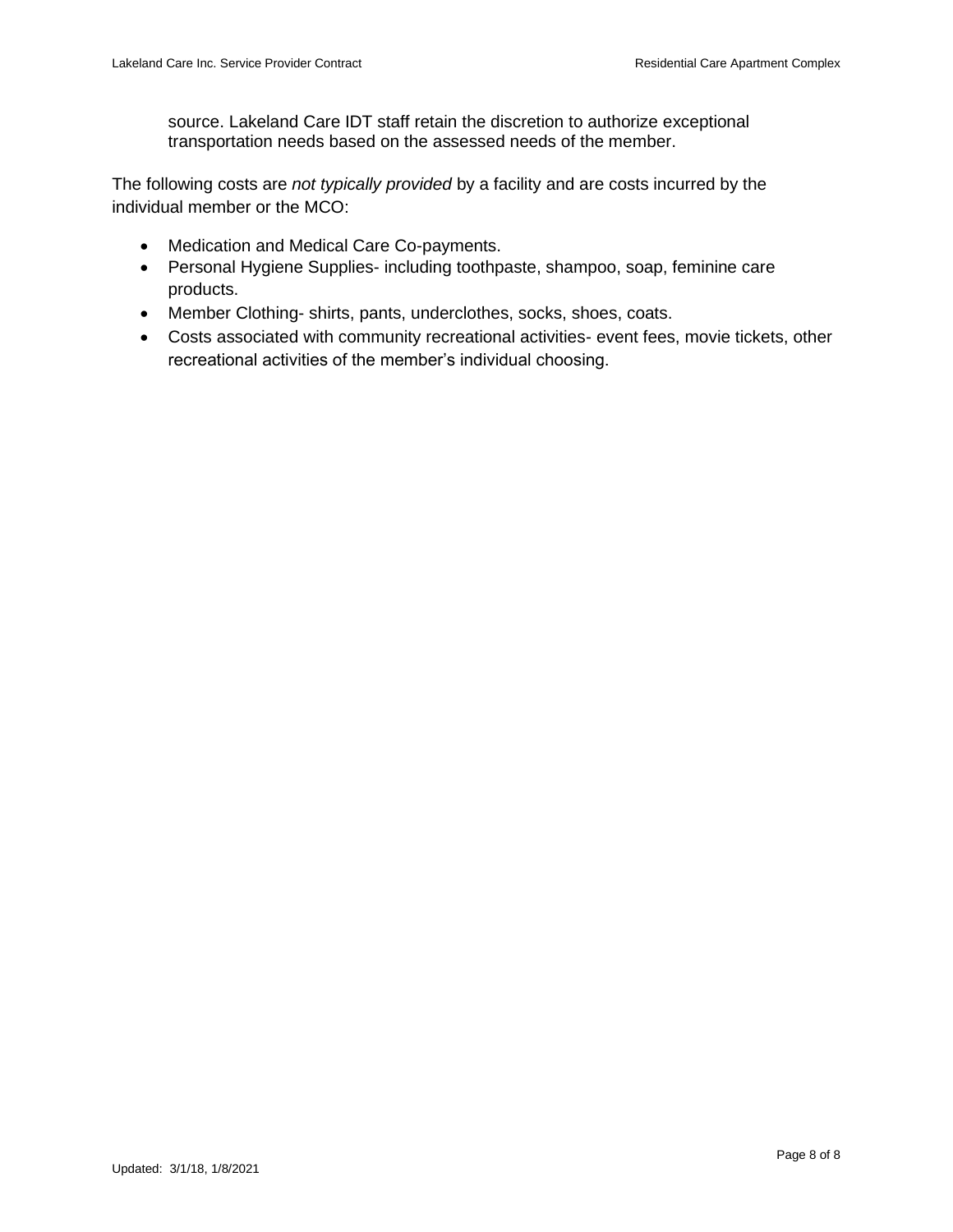source. Lakeland Care IDT staff retain the discretion to authorize exceptional transportation needs based on the assessed needs of the member.

The following costs are *not typically provided* by a facility and are costs incurred by the individual member or the MCO:

- Medication and Medical Care Co-payments.
- Personal Hygiene Supplies- including toothpaste, shampoo, soap, feminine care products.
- Member Clothing- shirts, pants, underclothes, socks, shoes, coats.
- Costs associated with community recreational activities- event fees, movie tickets, other recreational activities of the member's individual choosing.